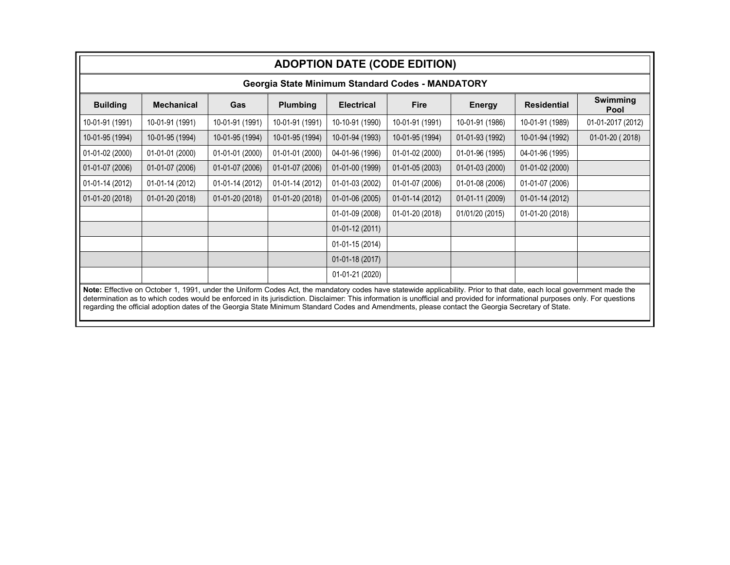# ADOPTION DATE (CODE EDITION)

## Georgia State Minimum Standard Codes - MANDATORY

| Building | Mechanical | Gas | Plumbing | Electrical | Fire | Energy | Residential | Swimming Pool |
|---|---|---|---|---|---|---|---|---|
| 10-01-91 (1991) | 10-01-91 (1991) | 10-01-91 (1991) | 10-01-91 (1991) | 10-10-91 (1990) | 10-01-91 (1991) | 10-01-91 (1986) | 10-01-91 (1989) | 01-01-2017 (2012) |
| 10-01-95 (1994) | 10-01-95 (1994) | 10-01-95 (1994) | 10-01-95 (1994) | 10-01-94 (1993) | 10-01-95 (1994) | 01-01-93 (1992) | 10-01-94 (1992) | 01-01-20 ( 2018) |
| 01-01-02 (2000) | 01-01-01 (2000) | 01-01-01 (2000) | 01-01-01 (2000) | 04-01-96 (1996) | 01-01-02 (2000) | 01-01-96 (1995) | 04-01-96 (1995) | |
| 01-01-07 (2006) | 01-01-07 (2006) | 01-01-07 (2006) | 01-01-07 (2006) | 01-01-00 (1999) | 01-01-05 (2003) | 01-01-03 (2000) | 01-01-02 (2000) | |
| 01-01-14 (2012) | 01-01-14 (2012) | 01-01-14 (2012) | 01-01-14 (2012) | 01-01-03 (2002) | 01-01-07 (2006) | 01-01-08 (2006) | 01-01-07 (2006) | |
| 01-01-20 (2018) | 01-01-20 (2018) | 01-01-20 (2018) | 01-01-20 (2018) | 01-01-06 (2005) | 01-01-14 (2012) | 01-01-11 (2009) | 01-01-14 (2012) | |
| | | | | 01-01-09 (2008) | 01-01-20 (2018) | 01/01/20 (2015) | 01-01-20 (2018) | |
| | | | | 01-01-12 (2011) | | | | |
| | | | | 01-01-15 (2014) | | | | |
| | | | | 01-01-18 (2017) | | | | |
| | | | | 01-01-21 (2020) | | | | |

**Note:** Effective on October 1, 1991, under the Uniform Codes Act, the mandatory codes have statewide applicability. Prior to that date, each local government made the determination as to which codes would be enforced in its jurisdiction. Disclaimer: This information is unofficial and provided for informational purposes only. For questions regarding the official adoption dates of the Georgia State Minimum Standard Codes and Amendments, please contact the Georgia Secretary of State.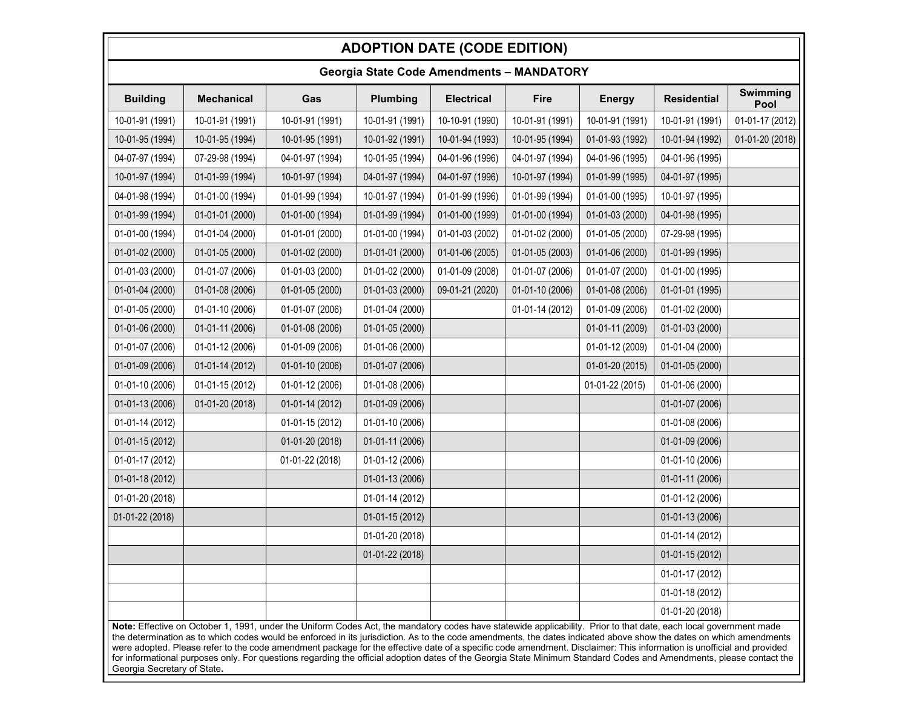## ADOPTION DATE (CODE EDITION)

### Georgia State Code Amendments – MANDATORY

| Building | Mechanical | Gas | Plumbing | Electrical | Fire | Energy | Residential | Swimming Pool |
|---|---|---|---|---|---|---|---|---|
| 10-01-91 (1991) | 10-01-91 (1991) | 10-01-91 (1991) | 10-01-91 (1991) | 10-10-91 (1990) | 10-01-91 (1991) | 10-01-91 (1991) | 10-01-91 (1991) | 01-01-17 (2012) |
| 10-01-95 (1994) | 10-01-95 (1994) | 10-01-95 (1991) | 10-01-92 (1991) | 10-01-94 (1993) | 10-01-95 (1994) | 01-01-93 (1992) | 10-01-94 (1992) | 01-01-20 (2018) |
| 04-07-97 (1994) | 07-29-98 (1994) | 04-01-97 (1994) | 10-01-95 (1994) | 04-01-96 (1996) | 04-01-97 (1994) | 04-01-96 (1995) | 04-01-96 (1995) | |
| 10-01-97 (1994) | 01-01-99 (1994) | 10-01-97 (1994) | 04-01-97 (1994) | 04-01-97 (1996) | 10-01-97 (1994) | 01-01-99 (1995) | 04-01-97 (1995) | |
| 04-01-98 (1994) | 01-01-00 (1994) | 01-01-99 (1994) | 10-01-97 (1994) | 01-01-99 (1996) | 01-01-99 (1994) | 01-01-00 (1995) | 10-01-97 (1995) | |
| 01-01-99 (1994) | 01-01-01 (2000) | 01-01-00 (1994) | 01-01-99 (1994) | 01-01-00 (1999) | 01-01-00 (1994) | 01-01-03 (2000) | 04-01-98 (1995) | |
| 01-01-00 (1994) | 01-01-04 (2000) | 01-01-01 (2000) | 01-01-00 (1994) | 01-01-03 (2002) | 01-01-02 (2000) | 01-01-05 (2000) | 07-29-98 (1995) | |
| 01-01-02 (2000) | 01-01-05 (2000) | 01-01-02 (2000) | 01-01-01 (2000) | 01-01-06 (2005) | 01-01-05 (2003) | 01-01-06 (2000) | 01-01-99 (1995) | |
| 01-01-03 (2000) | 01-01-07 (2006) | 01-01-03 (2000) | 01-01-02 (2000) | 01-01-09 (2008) | 01-01-07 (2006) | 01-01-07 (2000) | 01-01-00 (1995) | |
| 01-01-04 (2000) | 01-01-08 (2006) | 01-01-05 (2000) | 01-01-03 (2000) | 09-01-21 (2020) | 01-01-10 (2006) | 01-01-08 (2006) | 01-01-01 (1995) | |
| 01-01-05 (2000) | 01-01-10 (2006) | 01-01-07 (2006) | 01-01-04 (2000) | | 01-01-14 (2012) | 01-01-09 (2006) | 01-01-02 (2000) | |
| 01-01-06 (2000) | 01-01-11 (2006) | 01-01-08 (2006) | 01-01-05 (2000) | | | 01-01-11 (2009) | 01-01-03 (2000) | |
| 01-01-07 (2006) | 01-01-12 (2006) | 01-01-09 (2006) | 01-01-06 (2000) | | | 01-01-12 (2009) | 01-01-04 (2000) | |
| 01-01-09 (2006) | 01-01-14 (2012) | 01-01-10 (2006) | 01-01-07 (2006) | | | 01-01-20 (2015) | 01-01-05 (2000) | |
| 01-01-10 (2006) | 01-01-15 (2012) | 01-01-12 (2006) | 01-01-08 (2006) | | | 01-01-22 (2015) | 01-01-06 (2000) | |
| 01-01-13 (2006) | 01-01-20 (2018) | 01-01-14 (2012) | 01-01-09 (2006) | | | | 01-01-07 (2006) | |
| 01-01-14 (2012) | | 01-01-15 (2012) | 01-01-10 (2006) | | | | 01-01-08 (2006) | |
| 01-01-15 (2012) | | 01-01-20 (2018) | 01-01-11 (2006) | | | | 01-01-09 (2006) | |
| 01-01-17 (2012) | | 01-01-22 (2018) | 01-01-12 (2006) | | | | 01-01-10 (2006) | |
| 01-01-18 (2012) | | | 01-01-13 (2006) | | | | 01-01-11 (2006) | |
| 01-01-20 (2018) | | | 01-01-14 (2012) | | | | 01-01-12 (2006) | |
| 01-01-22 (2018) | | | 01-01-15 (2012) | | | | 01-01-13 (2006) | |
| | | | 01-01-20 (2018) | | | | 01-01-14 (2012) | |
| | | | 01-01-22 (2018) | | | | 01-01-15 (2012) | |
| | | | | | | | 01-01-17 (2012) | |
| | | | | | | | 01-01-18 (2012) | |
| | | | | | | | 01-01-20 (2018) | |

**Note:** Effective on October 1, 1991, under the Uniform Codes Act, the mandatory codes have statewide applicability. Prior to that date, each local government made the determination as to which codes would be enforced in its jurisdiction. As to the code amendments, the dates indicated above show the dates on which amendments were adopted. Please refer to the code amendment package for the effective date of a specific code amendment. Disclaimer: This information is unofficial and provided for informational purposes only. For questions regarding the official adoption dates of the Georgia State Minimum Standard Codes and Amendments, please contact the Georgia Secretary of State.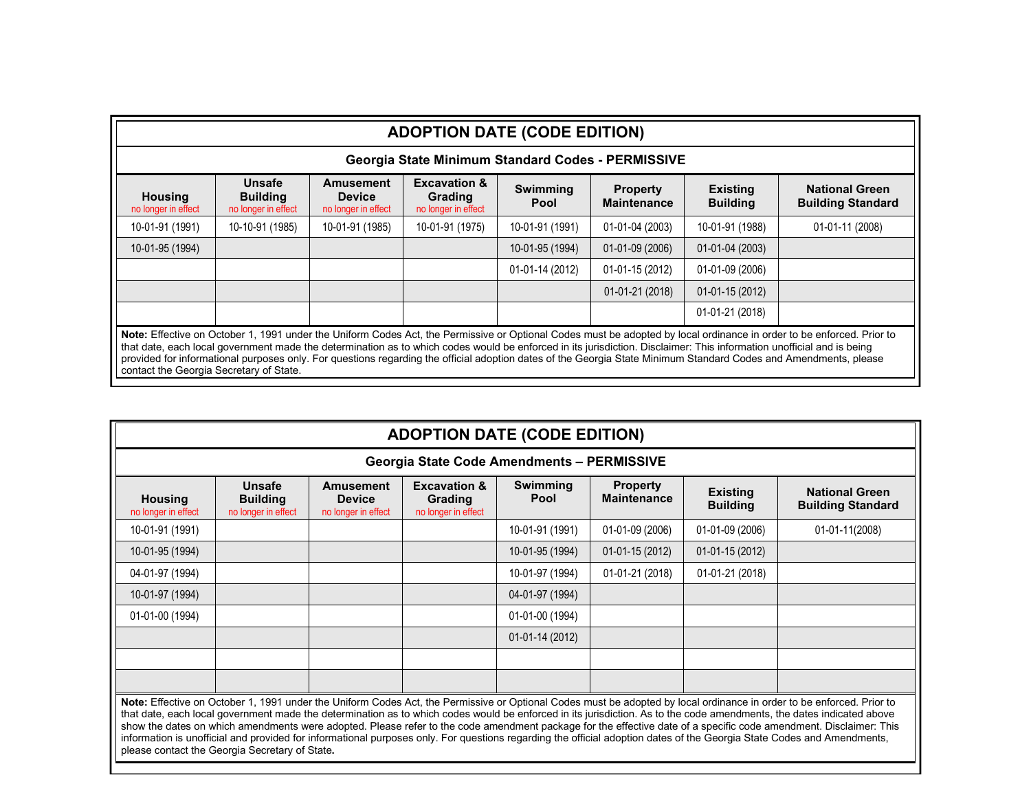## ADOPTION DATE (CODE EDITION)

### Georgia State Minimum Standard Codes - PERMISSIVE

| Housing no longer in effect | Unsafe Building no longer in effect | Amusement Device no longer in effect | Excavation & Grading no longer in effect | Swimming Pool | Property Maintenance | Existing Building | National Green Building Standard |
|---|---|---|---|---|---|---|---|
| 10-01-91 (1991) | 10-10-91 (1985) | 10-01-91 (1985) | 10-01-91 (1975) | 10-01-91 (1991) | 01-01-04 (2003) | 10-01-91 (1988) | 01-01-11 (2008) |
| 10-01-95 (1994) | | | | 10-01-95 (1994) | 01-01-09 (2006) | 01-01-04 (2003) | |
| | | | | 01-01-14 (2012) | 01-01-15 (2012) | 01-01-09 (2006) | |
| | | | | | 01-01-21 (2018) | 01-01-15 (2012) | |
| | | | | | | 01-01-21 (2018) | |

**Note:** Effective on October 1, 1991 under the Uniform Codes Act, the Permissive or Optional Codes must be adopted by local ordinance in order to be enforced. Prior to that date, each local government made the determination as to which codes would be enforced in its jurisdiction. Disclaimer: This information unofficial and is being provided for informational purposes only. For questions regarding the official adoption dates of the Georgia State Minimum Standard Codes and Amendments, please contact the Georgia Secretary of State.

## ADOPTION DATE (CODE EDITION)

### Georgia State Code Amendments – PERMISSIVE

| Housing no longer in effect | Unsafe Building no longer in effect | Amusement Device no longer in effect | Excavation & Grading no longer in effect | Swimming Pool | Property Maintenance | Existing Building | National Green Building Standard |
|---|---|---|---|---|---|---|---|
| 10-01-91 (1991) | | | | 10-01-91 (1991) | 01-01-09 (2006) | 01-01-09 (2006) | 01-01-11(2008) |
| 10-01-95 (1994) | | | | 10-01-95 (1994) | 01-01-15 (2012) | 01-01-15 (2012) | |
| 04-01-97 (1994) | | | | 10-01-97 (1994) | 01-01-21 (2018) | 01-01-21 (2018) | |
| 10-01-97 (1994) | | | | 04-01-97 (1994) | | | |
| 01-01-00 (1994) | | | | 01-01-00 (1994) | | | |
| | | | | 01-01-14 (2012) | | | |
| | | | | | | | |
| | | | | | | | |

**Note:** Effective on October 1, 1991 under the Uniform Codes Act, the Permissive or Optional Codes must be adopted by local ordinance in order to be enforced. Prior to that date, each local government made the determination as to which codes would be enforced in its jurisdiction. As to the code amendments, the dates indicated above show the dates on which amendments were adopted. Please refer to the code amendment package for the effective date of a specific code amendment. Disclaimer: This information is unofficial and provided for informational purposes only. For questions regarding the official adoption dates of the Georgia State Codes and Amendments, please contact the Georgia Secretary of State.